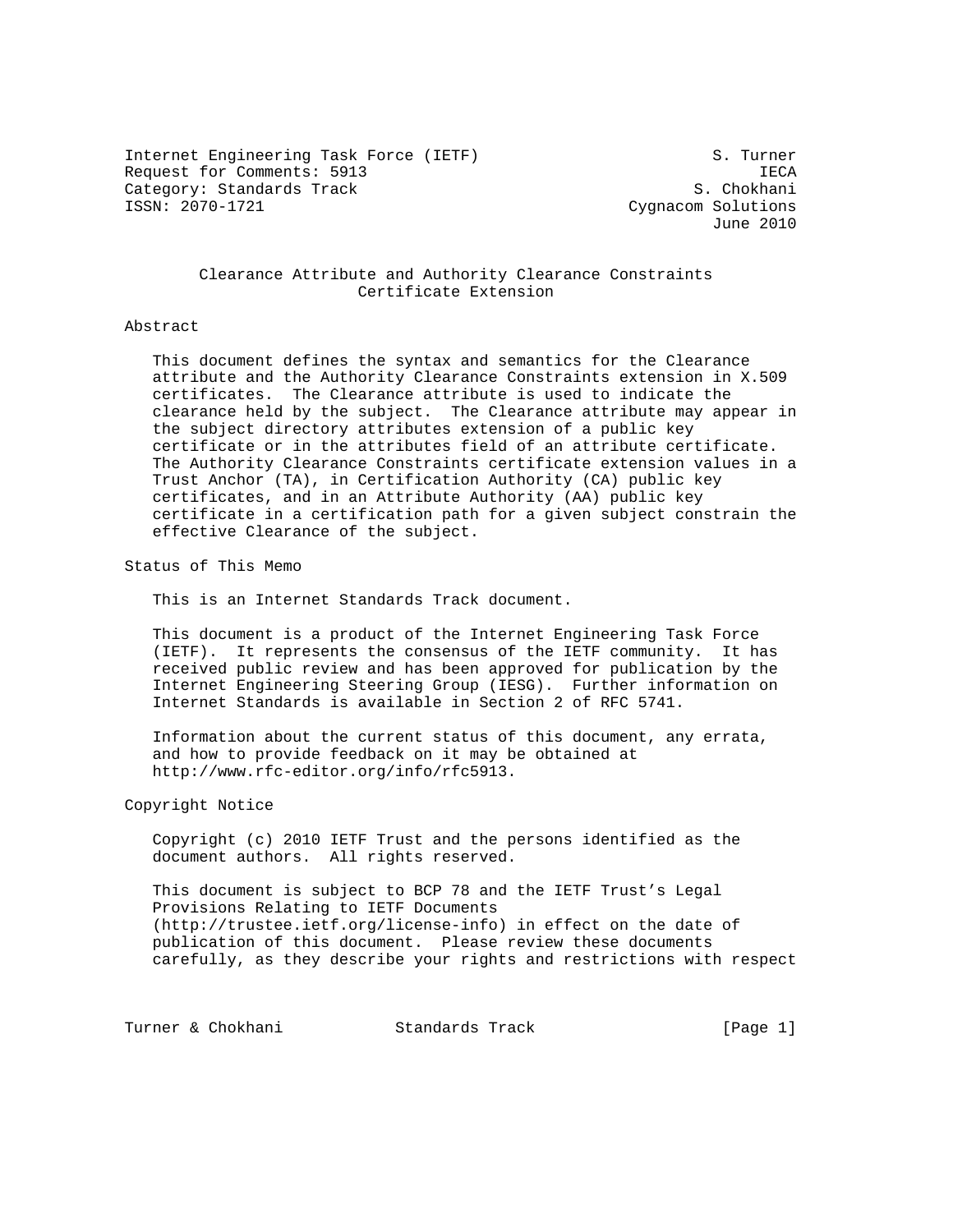Internet Engineering Task Force (IETF) S. Turner
Request for Comments: 5913 IECA
Category: Standards Track S. Chokhani
ISSN: 2070-1721 Cygnacom Solutions
June 2010

# Clearance Attribute and Authority Clearance Constraints Certificate Extension

## Abstract

This document defines the syntax and semantics for the Clearance attribute and the Authority Clearance Constraints extension in X.509 certificates. The Clearance attribute is used to indicate the clearance held by the subject. The Clearance attribute may appear in the subject directory attributes extension of a public key certificate or in the attributes field of an attribute certificate. The Authority Clearance Constraints certificate extension values in a Trust Anchor (TA), in Certification Authority (CA) public key certificates, and in an Attribute Authority (AA) public key certificate in a certification path for a given subject constrain the effective Clearance of the subject.

## Status of This Memo

This is an Internet Standards Track document.

This document is a product of the Internet Engineering Task Force (IETF). It represents the consensus of the IETF community. It has received public review and has been approved for publication by the Internet Engineering Steering Group (IESG). Further information on Internet Standards is available in Section 2 of RFC 5741.

Information about the current status of this document, any errata, and how to provide feedback on it may be obtained at http://www.rfc-editor.org/info/rfc5913.

## Copyright Notice

Copyright (c) 2010 IETF Trust and the persons identified as the document authors. All rights reserved.

This document is subject to BCP 78 and the IETF Trust's Legal Provisions Relating to IETF Documents (http://trustee.ietf.org/license-info) in effect on the date of publication of this document. Please review these documents carefully, as they describe your rights and restrictions with respect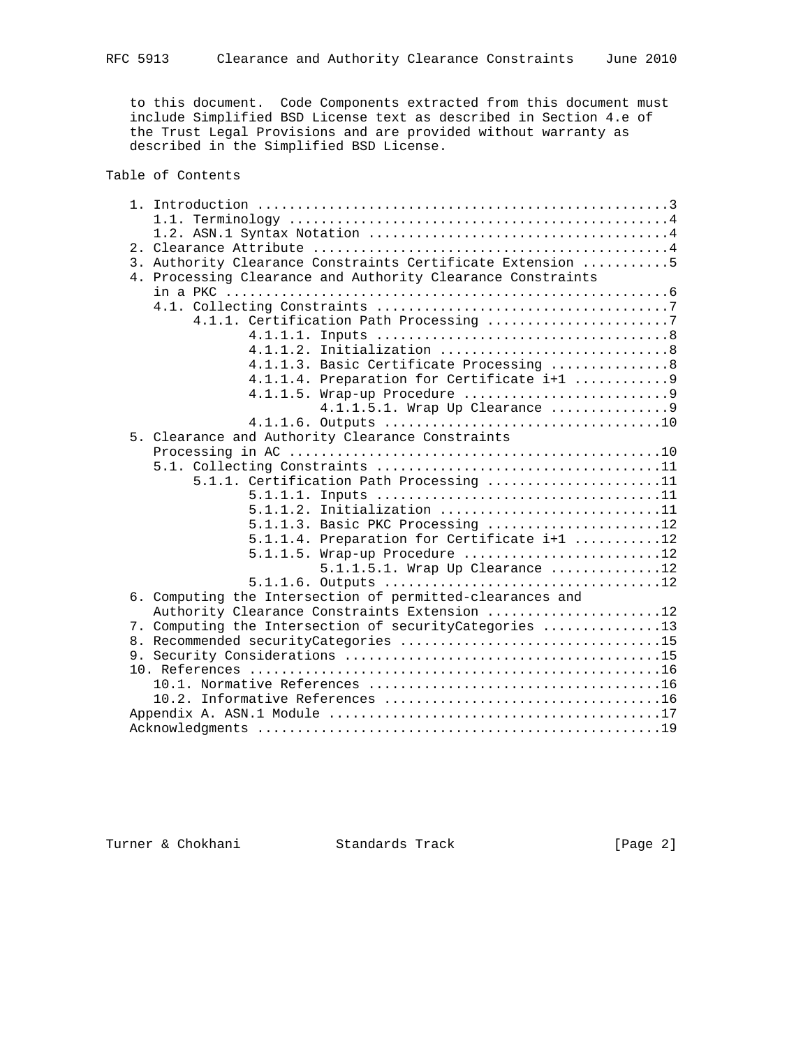to this document. Code Components extracted from this document must include Simplified BSD License text as described in Section 4.e of the Trust Legal Provisions and are provided without warranty as described in the Simplified BSD License.

## Table of Contents

```
   1. Introduction ....................................................3
      1.1. Terminology ................................................4
      1.2. ASN.1 Syntax Notation ......................................4
   2. Clearance Attribute .............................................4
   3. Authority Clearance Constraints Certificate Extension ...........5
   4. Processing Clearance and Authority Clearance Constraints
      in a PKC ........................................................6
      4.1. Collecting Constraints .....................................7
           4.1.1. Certification Path Processing .......................7
                  4.1.1.1. Inputs .....................................8
                  4.1.1.2. Initialization .............................8
                  4.1.1.3. Basic Certificate Processing ...............8
                  4.1.1.4. Preparation for Certificate i+1 ............9
                  4.1.1.5. Wrap-up Procedure ..........................9
                           4.1.1.5.1. Wrap Up Clearance ...............9
                  4.1.1.6. Outputs ...................................10
   5. Clearance and Authority Clearance Constraints
      Processing in AC ...............................................10
      5.1. Collecting Constraints ....................................11
           5.1.1. Certification Path Processing ......................11
                  5.1.1.1. Inputs ....................................11
                  5.1.1.2. Initialization ............................11
                  5.1.1.3. Basic PKC Processing ......................12
                  5.1.1.4. Preparation for Certificate i+1 ...........12
                  5.1.1.5. Wrap-up Procedure .........................12
                           5.1.1.5.1. Wrap Up Clearance ..............12
                  5.1.1.6. Outputs ...................................12
   6. Computing the Intersection of permitted-clearances and
      Authority Clearance Constraints Extension ......................12
   7. Computing the Intersection of securityCategories ...............13
   8. Recommended securityCategories .................................15
   9. Security Considerations ........................................15
   10. References ....................................................16
      10.1. Normative References .....................................16
      10.2. Informative References ...................................16
   Appendix A. ASN.1 Module ..........................................17
   Acknowledgments ...................................................19
```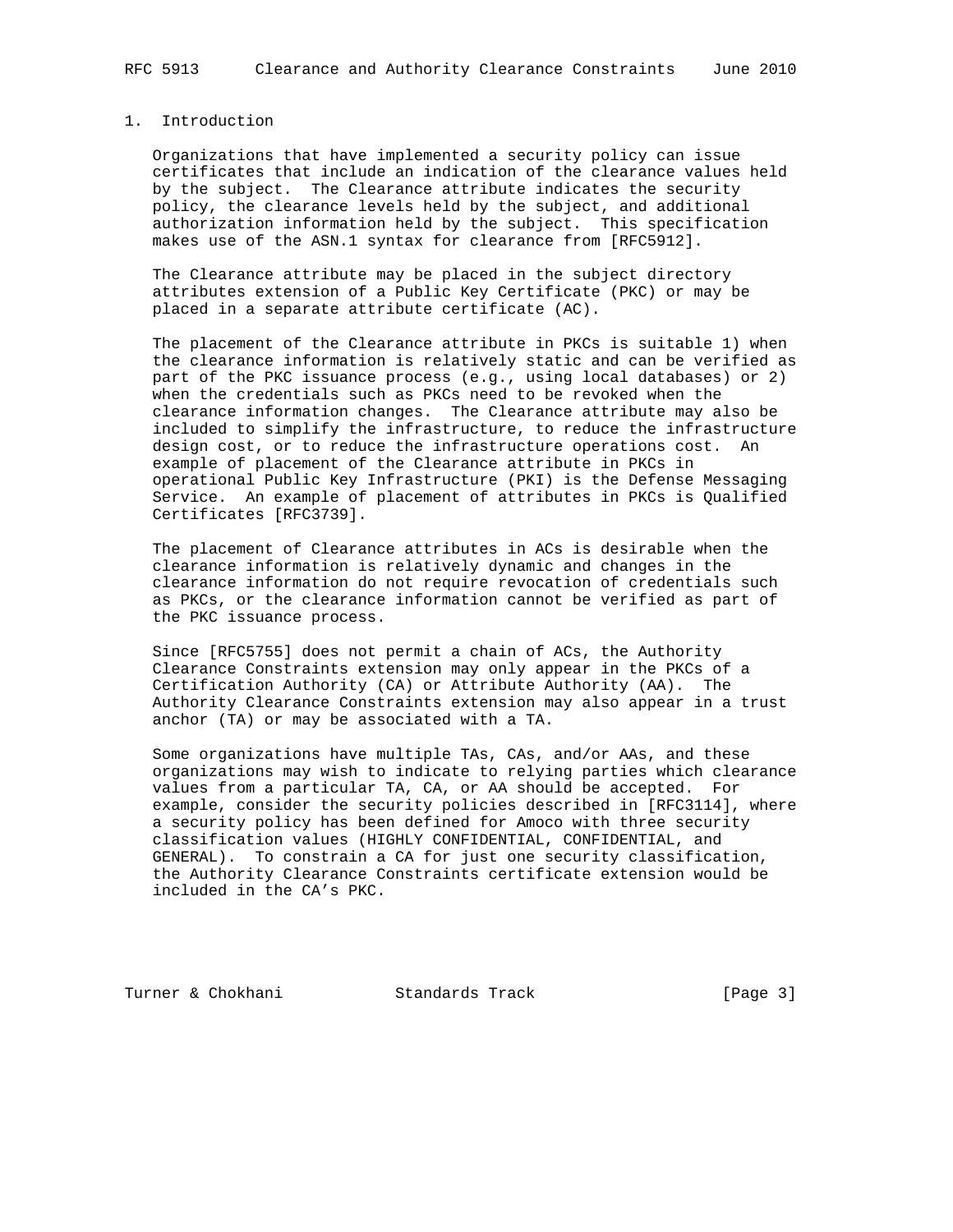## 1. Introduction

Organizations that have implemented a security policy can issue certificates that include an indication of the clearance values held by the subject. The Clearance attribute indicates the security policy, the clearance levels held by the subject, and additional authorization information held by the subject. This specification makes use of the ASN.1 syntax for clearance from [RFC5912].

The Clearance attribute may be placed in the subject directory attributes extension of a Public Key Certificate (PKC) or may be placed in a separate attribute certificate (AC).

The placement of the Clearance attribute in PKCs is suitable 1) when the clearance information is relatively static and can be verified as part of the PKC issuance process (e.g., using local databases) or 2) when the credentials such as PKCs need to be revoked when the clearance information changes. The Clearance attribute may also be included to simplify the infrastructure, to reduce the infrastructure design cost, or to reduce the infrastructure operations cost. An example of placement of the Clearance attribute in PKCs in operational Public Key Infrastructure (PKI) is the Defense Messaging Service. An example of placement of attributes in PKCs is Qualified Certificates [RFC3739].

The placement of Clearance attributes in ACs is desirable when the clearance information is relatively dynamic and changes in the clearance information do not require revocation of credentials such as PKCs, or the clearance information cannot be verified as part of the PKC issuance process.

Since [RFC5755] does not permit a chain of ACs, the Authority Clearance Constraints extension may only appear in the PKCs of a Certification Authority (CA) or Attribute Authority (AA). The Authority Clearance Constraints extension may also appear in a trust anchor (TA) or may be associated with a TA.

Some organizations have multiple TAs, CAs, and/or AAs, and these organizations may wish to indicate to relying parties which clearance values from a particular TA, CA, or AA should be accepted. For example, consider the security policies described in [RFC3114], where a security policy has been defined for Amoco with three security classification values (HIGHLY CONFIDENTIAL, CONFIDENTIAL, and GENERAL). To constrain a CA for just one security classification, the Authority Clearance Constraints certificate extension would be included in the CA's PKC.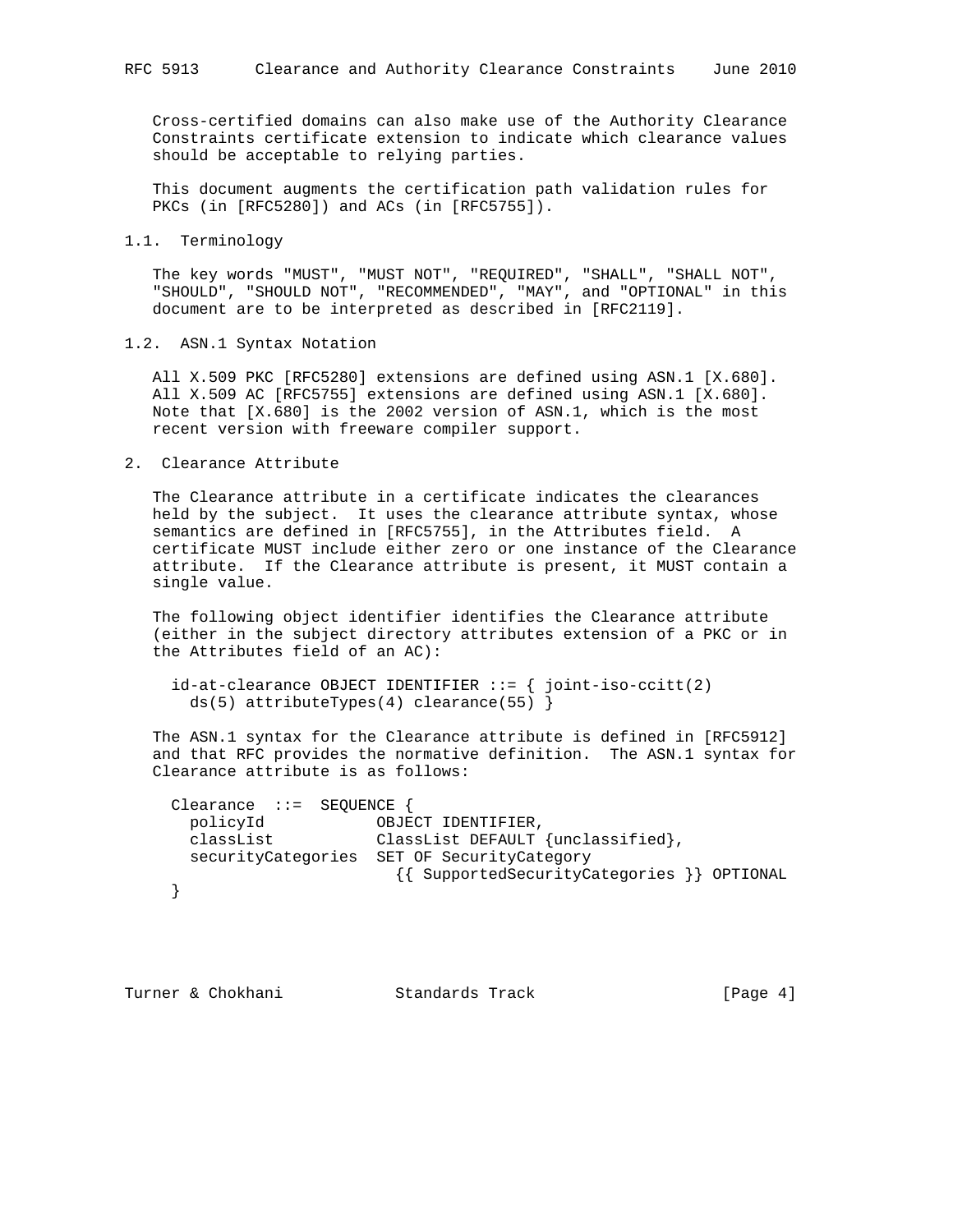Cross-certified domains can also make use of the Authority Clearance Constraints certificate extension to indicate which clearance values should be acceptable to relying parties.

This document augments the certification path validation rules for PKCs (in [RFC5280]) and ACs (in [RFC5755]).

### 1.1. Terminology

The key words "MUST", "MUST NOT", "REQUIRED", "SHALL", "SHALL NOT", "SHOULD", "SHOULD NOT", "RECOMMENDED", "MAY", and "OPTIONAL" in this document are to be interpreted as described in [RFC2119].

### 1.2. ASN.1 Syntax Notation

All X.509 PKC [RFC5280] extensions are defined using ASN.1 [X.680]. All X.509 AC [RFC5755] extensions are defined using ASN.1 [X.680]. Note that [X.680] is the 2002 version of ASN.1, which is the most recent version with freeware compiler support.

## 2. Clearance Attribute

The Clearance attribute in a certificate indicates the clearances held by the subject. It uses the clearance attribute syntax, whose semantics are defined in [RFC5755], in the Attributes field. A certificate MUST include either zero or one instance of the Clearance attribute. If the Clearance attribute is present, it MUST contain a single value.

The following object identifier identifies the Clearance attribute (either in the subject directory attributes extension of a PKC or in the Attributes field of an AC):

```
id-at-clearance OBJECT IDENTIFIER ::= { joint-iso-ccitt(2)
  ds(5) attributeTypes(4) clearance(55) }
```

The ASN.1 syntax for the Clearance attribute is defined in [RFC5912] and that RFC provides the normative definition. The ASN.1 syntax for Clearance attribute is as follows:

```
Clearance  ::=  SEQUENCE {
  policyId            OBJECT IDENTIFIER,
  classList           ClassList DEFAULT {unclassified},
  securityCategories  SET OF SecurityCategory
                        {{ SupportedSecurityCategories }} OPTIONAL
}
```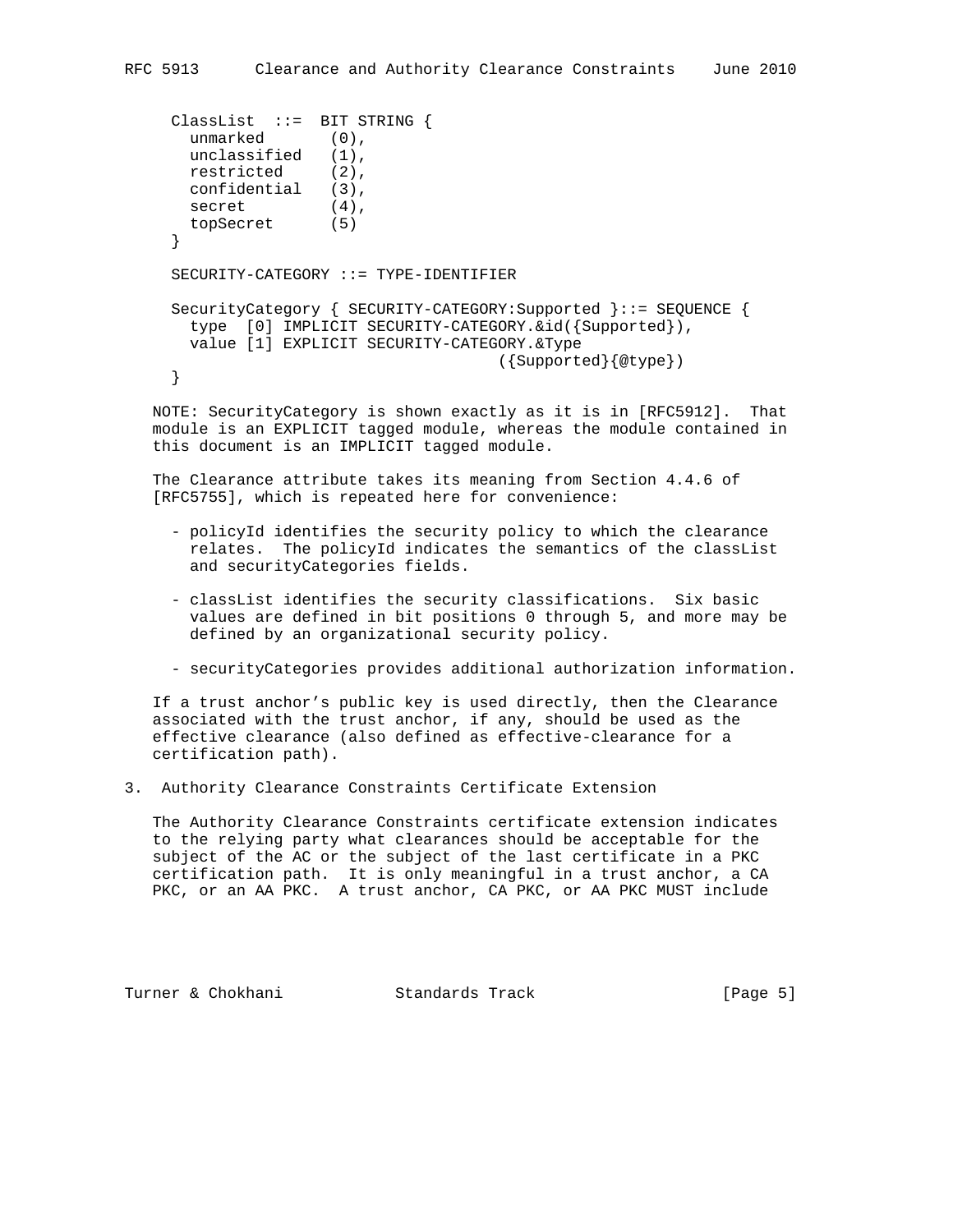```
ClassList  ::=  BIT STRING {
  unmarked       (0),
  unclassified   (1),
  restricted     (2),
  confidential   (3),
  secret         (4),
  topSecret      (5)
}

SECURITY-CATEGORY ::= TYPE-IDENTIFIER

SecurityCategory { SECURITY-CATEGORY:Supported }::= SEQUENCE {
  type  [0] IMPLICIT SECURITY-CATEGORY.&id({Supported}),
  value [1] EXPLICIT SECURITY-CATEGORY.&Type
                                 ({Supported}{@type})
}
```

NOTE: SecurityCategory is shown exactly as it is in [RFC5912]. That module is an EXPLICIT tagged module, whereas the module contained in this document is an IMPLICIT tagged module.

The Clearance attribute takes its meaning from Section 4.4.6 of [RFC5755], which is repeated here for convenience:

- policyId identifies the security policy to which the clearance relates. The policyId indicates the semantics of the classList and securityCategories fields.

- classList identifies the security classifications. Six basic values are defined in bit positions 0 through 5, and more may be defined by an organizational security policy.

- securityCategories provides additional authorization information.

If a trust anchor's public key is used directly, then the Clearance associated with the trust anchor, if any, should be used as the effective clearance (also defined as effective-clearance for a certification path).

## 3. Authority Clearance Constraints Certificate Extension

The Authority Clearance Constraints certificate extension indicates to the relying party what clearances should be acceptable for the subject of the AC or the subject of the last certificate in a PKC certification path. It is only meaningful in a trust anchor, a CA PKC, or an AA PKC. A trust anchor, CA PKC, or AA PKC MUST include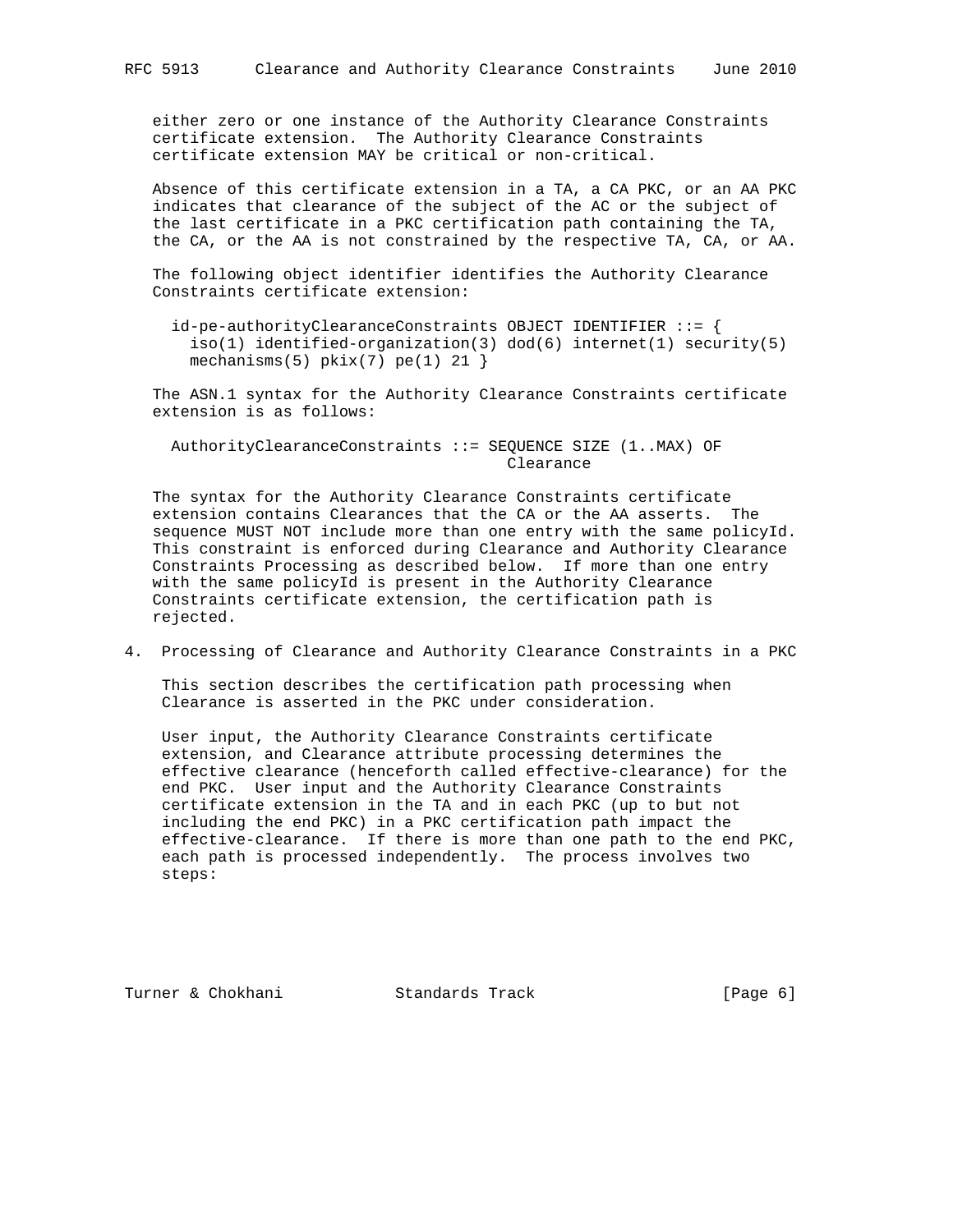either zero or one instance of the Authority Clearance Constraints certificate extension. The Authority Clearance Constraints certificate extension MAY be critical or non-critical.

Absence of this certificate extension in a TA, a CA PKC, or an AA PKC indicates that clearance of the subject of the AC or the subject of the last certificate in a PKC certification path containing the TA, the CA, or the AA is not constrained by the respective TA, CA, or AA.

The following object identifier identifies the Authority Clearance Constraints certificate extension:

```
id-pe-authorityClearanceConstraints OBJECT IDENTIFIER ::= {
  iso(1) identified-organization(3) dod(6) internet(1) security(5)
  mechanisms(5) pkix(7) pe(1) 21 }
```

The ASN.1 syntax for the Authority Clearance Constraints certificate extension is as follows:

```
AuthorityClearanceConstraints ::= SEQUENCE SIZE (1..MAX) OF
                                    Clearance
```

The syntax for the Authority Clearance Constraints certificate extension contains Clearances that the CA or the AA asserts. The sequence MUST NOT include more than one entry with the same policyId. This constraint is enforced during Clearance and Authority Clearance Constraints Processing as described below. If more than one entry with the same policyId is present in the Authority Clearance Constraints certificate extension, the certification path is rejected.

## 4. Processing of Clearance and Authority Clearance Constraints in a PKC

This section describes the certification path processing when Clearance is asserted in the PKC under consideration.

User input, the Authority Clearance Constraints certificate extension, and Clearance attribute processing determines the effective clearance (henceforth called effective-clearance) for the end PKC. User input and the Authority Clearance Constraints certificate extension in the TA and in each PKC (up to but not including the end PKC) in a PKC certification path impact the effective-clearance. If there is more than one path to the end PKC, each path is processed independently. The process involves two steps: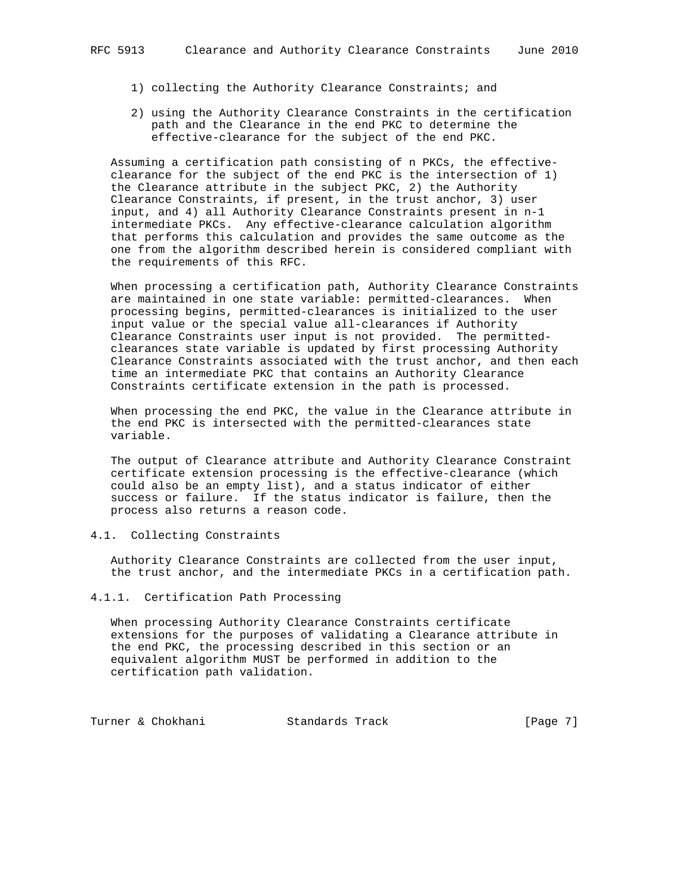1) collecting the Authority Clearance Constraints; and

2) using the Authority Clearance Constraints in the certification path and the Clearance in the end PKC to determine the effective-clearance for the subject of the end PKC.

Assuming a certification path consisting of n PKCs, the effective-clearance for the subject of the end PKC is the intersection of 1) the Clearance attribute in the subject PKC, 2) the Authority Clearance Constraints, if present, in the trust anchor, 3) user input, and 4) all Authority Clearance Constraints present in n-1 intermediate PKCs. Any effective-clearance calculation algorithm that performs this calculation and provides the same outcome as the one from the algorithm described herein is considered compliant with the requirements of this RFC.

When processing a certification path, Authority Clearance Constraints are maintained in one state variable: permitted-clearances. When processing begins, permitted-clearances is initialized to the user input value or the special value all-clearances if Authority Clearance Constraints user input is not provided. The permitted-clearances state variable is updated by first processing Authority Clearance Constraints associated with the trust anchor, and then each time an intermediate PKC that contains an Authority Clearance Constraints certificate extension in the path is processed.

When processing the end PKC, the value in the Clearance attribute in the end PKC is intersected with the permitted-clearances state variable.

The output of Clearance attribute and Authority Clearance Constraint certificate extension processing is the effective-clearance (which could also be an empty list), and a status indicator of either success or failure. If the status indicator is failure, then the process also returns a reason code.

## 4.1. Collecting Constraints

Authority Clearance Constraints are collected from the user input, the trust anchor, and the intermediate PKCs in a certification path.

### 4.1.1. Certification Path Processing

When processing Authority Clearance Constraints certificate extensions for the purposes of validating a Clearance attribute in the end PKC, the processing described in this section or an equivalent algorithm MUST be performed in addition to the certification path validation.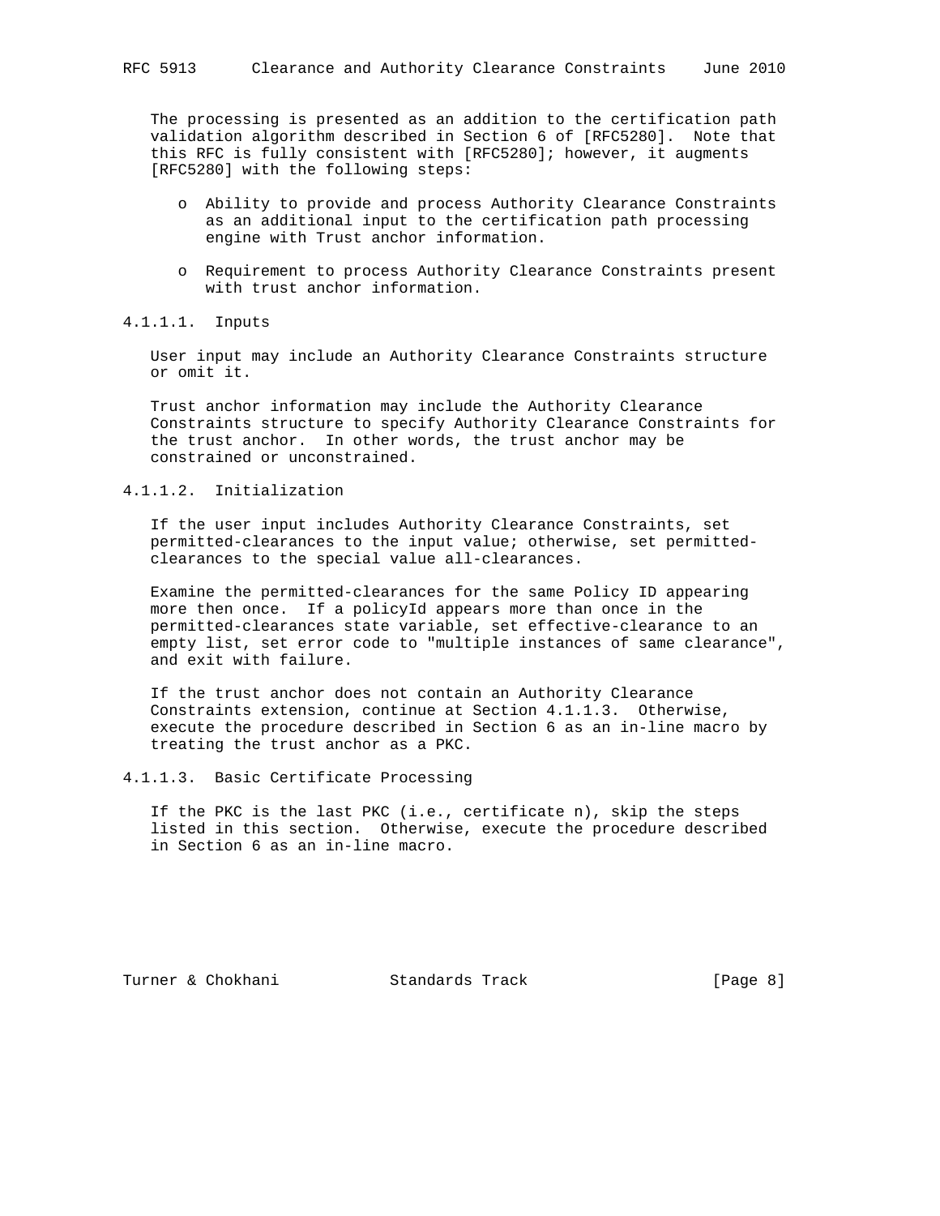The processing is presented as an addition to the certification path validation algorithm described in Section 6 of [RFC5280]. Note that this RFC is fully consistent with [RFC5280]; however, it augments [RFC5280] with the following steps:

- Ability to provide and process Authority Clearance Constraints as an additional input to the certification path processing engine with Trust anchor information.
- Requirement to process Authority Clearance Constraints present with trust anchor information.

#### 4.1.1.1. Inputs

User input may include an Authority Clearance Constraints structure or omit it.

Trust anchor information may include the Authority Clearance Constraints structure to specify Authority Clearance Constraints for the trust anchor. In other words, the trust anchor may be constrained or unconstrained.

#### 4.1.1.2. Initialization

If the user input includes Authority Clearance Constraints, set permitted-clearances to the input value; otherwise, set permitted-clearances to the special value all-clearances.

Examine the permitted-clearances for the same Policy ID appearing more then once. If a policyId appears more than once in the permitted-clearances state variable, set effective-clearance to an empty list, set error code to "multiple instances of same clearance", and exit with failure.

If the trust anchor does not contain an Authority Clearance Constraints extension, continue at Section 4.1.1.3. Otherwise, execute the procedure described in Section 6 as an in-line macro by treating the trust anchor as a PKC.

#### 4.1.1.3. Basic Certificate Processing

If the PKC is the last PKC (i.e., certificate n), skip the steps listed in this section. Otherwise, execute the procedure described in Section 6 as an in-line macro.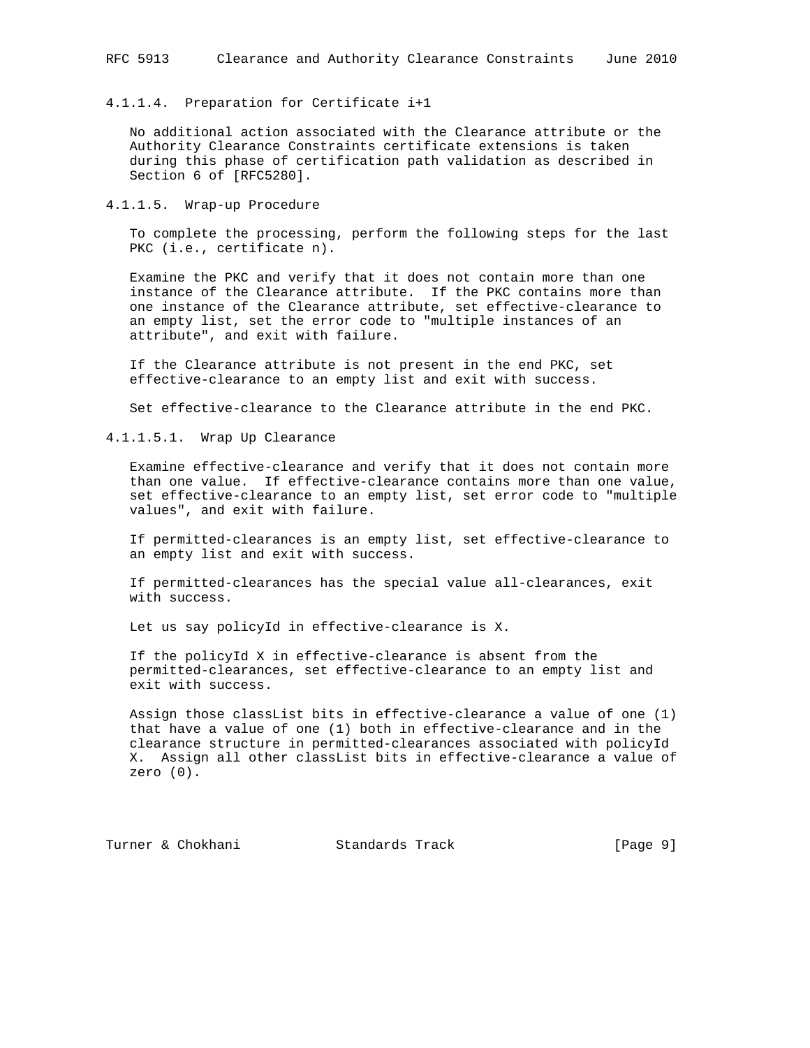#### 4.1.1.4. Preparation for Certificate i+1

No additional action associated with the Clearance attribute or the Authority Clearance Constraints certificate extensions is taken during this phase of certification path validation as described in Section 6 of [RFC5280].

#### 4.1.1.5. Wrap-up Procedure

To complete the processing, perform the following steps for the last PKC (i.e., certificate n).

Examine the PKC and verify that it does not contain more than one instance of the Clearance attribute. If the PKC contains more than one instance of the Clearance attribute, set effective-clearance to an empty list, set the error code to "multiple instances of an attribute", and exit with failure.

If the Clearance attribute is not present in the end PKC, set effective-clearance to an empty list and exit with success.

Set effective-clearance to the Clearance attribute in the end PKC.

##### 4.1.1.5.1. Wrap Up Clearance

Examine effective-clearance and verify that it does not contain more than one value. If effective-clearance contains more than one value, set effective-clearance to an empty list, set error code to "multiple values", and exit with failure.

If permitted-clearances is an empty list, set effective-clearance to an empty list and exit with success.

If permitted-clearances has the special value all-clearances, exit with success.

Let us say policyId in effective-clearance is X.

If the policyId X in effective-clearance is absent from the permitted-clearances, set effective-clearance to an empty list and exit with success.

Assign those classList bits in effective-clearance a value of one (1) that have a value of one (1) both in effective-clearance and in the clearance structure in permitted-clearances associated with policyId X. Assign all other classList bits in effective-clearance a value of zero (0).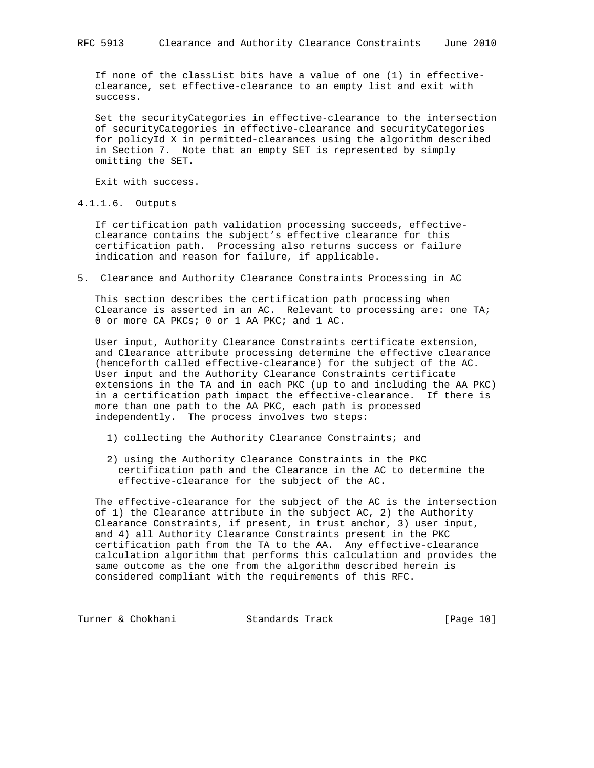If none of the classList bits have a value of one (1) in effective-clearance, set effective-clearance to an empty list and exit with success.

Set the securityCategories in effective-clearance to the intersection of securityCategories in effective-clearance and securityCategories for policyId X in permitted-clearances using the algorithm described in Section 7. Note that an empty SET is represented by simply omitting the SET.

Exit with success.

#### 4.1.1.6. Outputs

If certification path validation processing succeeds, effective-clearance contains the subject's effective clearance for this certification path. Processing also returns success or failure indication and reason for failure, if applicable.

## 5. Clearance and Authority Clearance Constraints Processing in AC

This section describes the certification path processing when Clearance is asserted in an AC. Relevant to processing are: one TA; 0 or more CA PKCs; 0 or 1 AA PKC; and 1 AC.

User input, Authority Clearance Constraints certificate extension, and Clearance attribute processing determine the effective clearance (henceforth called effective-clearance) for the subject of the AC. User input and the Authority Clearance Constraints certificate extensions in the TA and in each PKC (up to and including the AA PKC) in a certification path impact the effective-clearance. If there is more than one path to the AA PKC, each path is processed independently. The process involves two steps:

1) collecting the Authority Clearance Constraints; and

2) using the Authority Clearance Constraints in the PKC certification path and the Clearance in the AC to determine the effective-clearance for the subject of the AC.

The effective-clearance for the subject of the AC is the intersection of 1) the Clearance attribute in the subject AC, 2) the Authority Clearance Constraints, if present, in trust anchor, 3) user input, and 4) all Authority Clearance Constraints present in the PKC certification path from the TA to the AA. Any effective-clearance calculation algorithm that performs this calculation and provides the same outcome as the one from the algorithm described herein is considered compliant with the requirements of this RFC.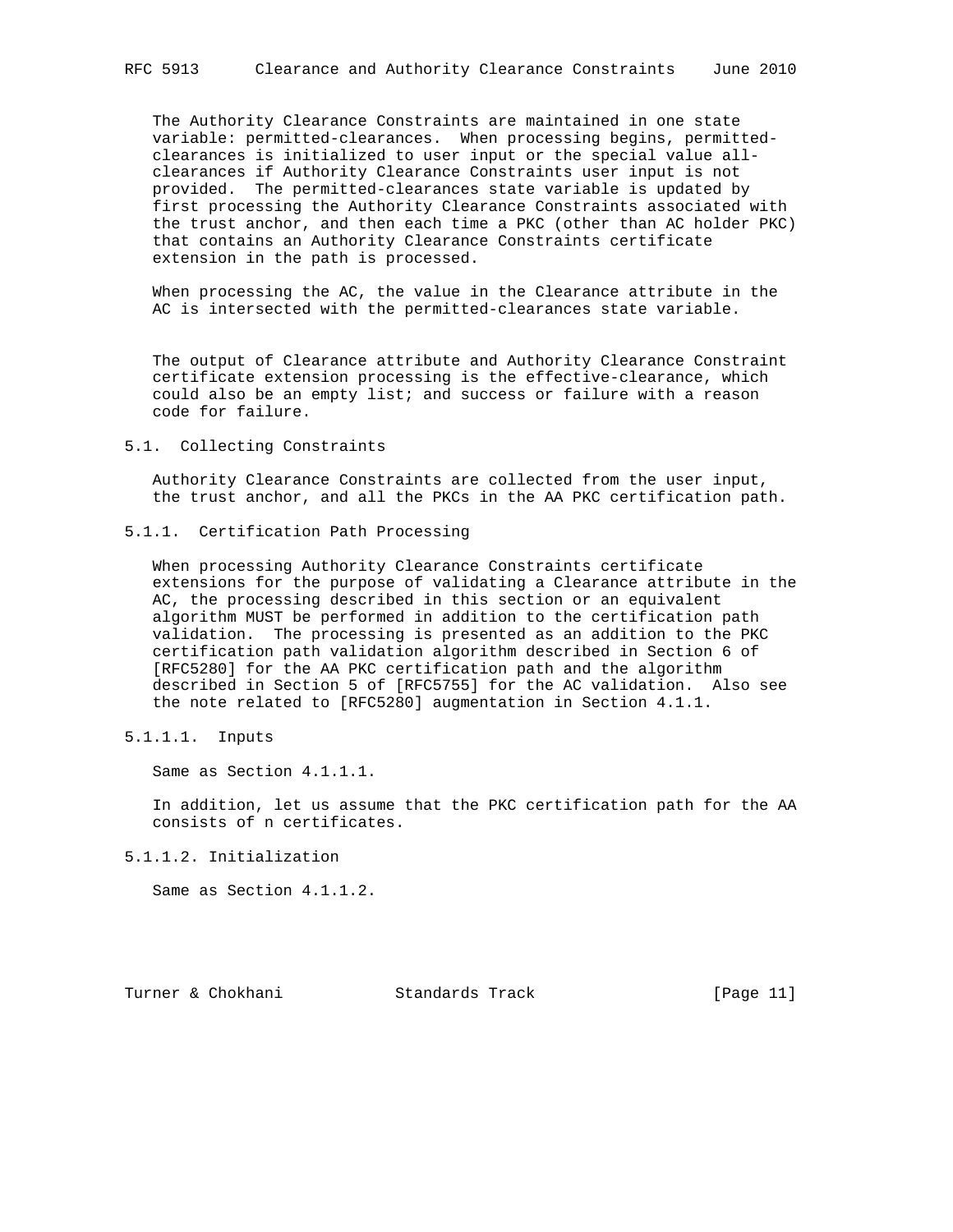The Authority Clearance Constraints are maintained in one state variable: permitted-clearances. When processing begins, permitted-clearances is initialized to user input or the special value all-clearances if Authority Clearance Constraints user input is not provided. The permitted-clearances state variable is updated by first processing the Authority Clearance Constraints associated with the trust anchor, and then each time a PKC (other than AC holder PKC) that contains an Authority Clearance Constraints certificate extension in the path is processed.

When processing the AC, the value in the Clearance attribute in the AC is intersected with the permitted-clearances state variable.

The output of Clearance attribute and Authority Clearance Constraint certificate extension processing is the effective-clearance, which could also be an empty list; and success or failure with a reason code for failure.

## 5.1. Collecting Constraints

Authority Clearance Constraints are collected from the user input, the trust anchor, and all the PKCs in the AA PKC certification path.

### 5.1.1. Certification Path Processing

When processing Authority Clearance Constraints certificate extensions for the purpose of validating a Clearance attribute in the AC, the processing described in this section or an equivalent algorithm MUST be performed in addition to the certification path validation. The processing is presented as an addition to the PKC certification path validation algorithm described in Section 6 of [RFC5280] for the AA PKC certification path and the algorithm described in Section 5 of [RFC5755] for the AC validation. Also see the note related to [RFC5280] augmentation in Section 4.1.1.

#### 5.1.1.1. Inputs

Same as Section 4.1.1.1.

In addition, let us assume that the PKC certification path for the AA consists of n certificates.

#### 5.1.1.2. Initialization

Same as Section 4.1.1.2.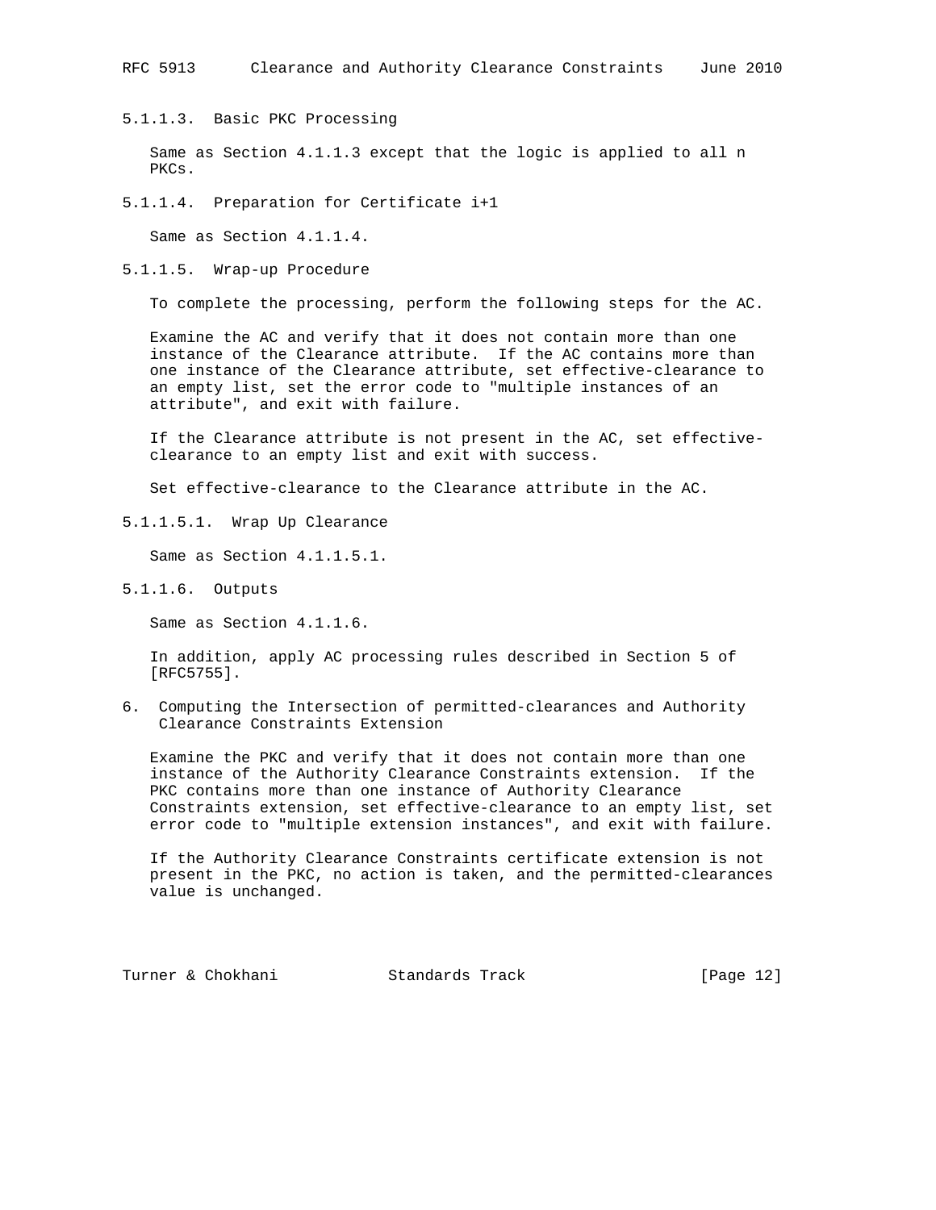#### 5.1.1.3. Basic PKC Processing

Same as Section 4.1.1.3 except that the logic is applied to all n PKCs.

#### 5.1.1.4. Preparation for Certificate i+1

Same as Section 4.1.1.4.

#### 5.1.1.5. Wrap-up Procedure

To complete the processing, perform the following steps for the AC.

Examine the AC and verify that it does not contain more than one instance of the Clearance attribute. If the AC contains more than one instance of the Clearance attribute, set effective-clearance to an empty list, set the error code to "multiple instances of an attribute", and exit with failure.

If the Clearance attribute is not present in the AC, set effective-clearance to an empty list and exit with success.

Set effective-clearance to the Clearance attribute in the AC.

##### 5.1.1.5.1. Wrap Up Clearance

Same as Section 4.1.1.5.1.

#### 5.1.1.6. Outputs

Same as Section 4.1.1.6.

In addition, apply AC processing rules described in Section 5 of [RFC5755].

## 6. Computing the Intersection of permitted-clearances and Authority Clearance Constraints Extension

Examine the PKC and verify that it does not contain more than one instance of the Authority Clearance Constraints extension. If the PKC contains more than one instance of Authority Clearance Constraints extension, set effective-clearance to an empty list, set error code to "multiple extension instances", and exit with failure.

If the Authority Clearance Constraints certificate extension is not present in the PKC, no action is taken, and the permitted-clearances value is unchanged.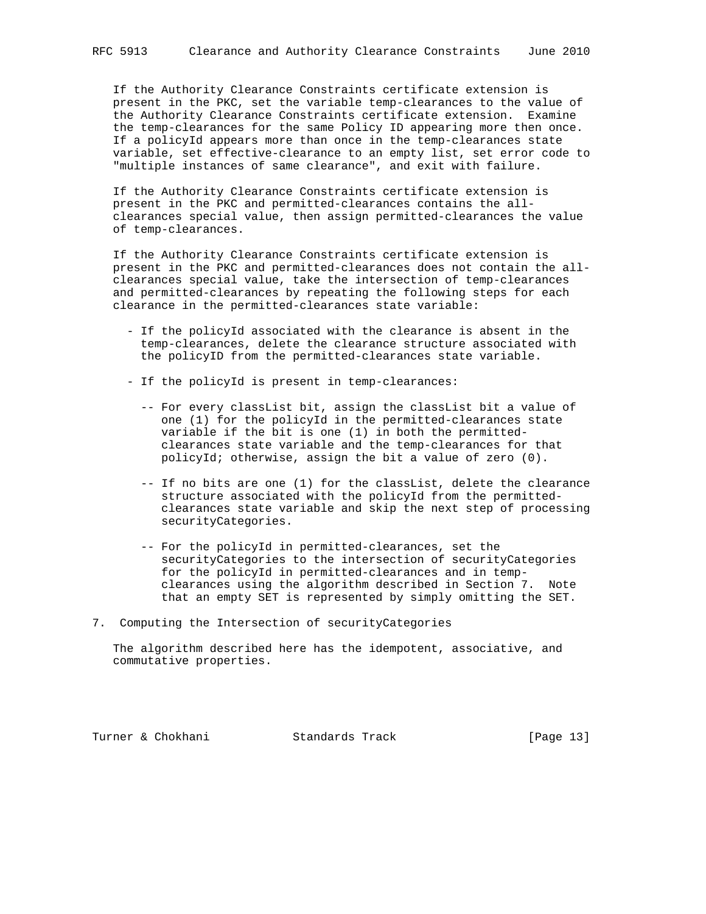If the Authority Clearance Constraints certificate extension is present in the PKC, set the variable temp-clearances to the value of the Authority Clearance Constraints certificate extension. Examine the temp-clearances for the same Policy ID appearing more then once. If a policyId appears more than once in the temp-clearances state variable, set effective-clearance to an empty list, set error code to "multiple instances of same clearance", and exit with failure.

If the Authority Clearance Constraints certificate extension is present in the PKC and permitted-clearances contains the all-clearances special value, then assign permitted-clearances the value of temp-clearances.

If the Authority Clearance Constraints certificate extension is present in the PKC and permitted-clearances does not contain the all-clearances special value, take the intersection of temp-clearances and permitted-clearances by repeating the following steps for each clearance in the permitted-clearances state variable:

- If the policyId associated with the clearance is absent in the temp-clearances, delete the clearance structure associated with the policyID from the permitted-clearances state variable.

- If the policyId is present in temp-clearances:

  -- For every classList bit, assign the classList bit a value of one (1) for the policyId in the permitted-clearances state variable if the bit is one (1) in both the permitted-clearances state variable and the temp-clearances for that policyId; otherwise, assign the bit a value of zero (0).

  -- If no bits are one (1) for the classList, delete the clearance structure associated with the policyId from the permitted-clearances state variable and skip the next step of processing securityCategories.

  -- For the policyId in permitted-clearances, set the securityCategories to the intersection of securityCategories for the policyId in permitted-clearances and in temp-clearances using the algorithm described in Section 7. Note that an empty SET is represented by simply omitting the SET.

# 7. Computing the Intersection of securityCategories

The algorithm described here has the idempotent, associative, and commutative properties.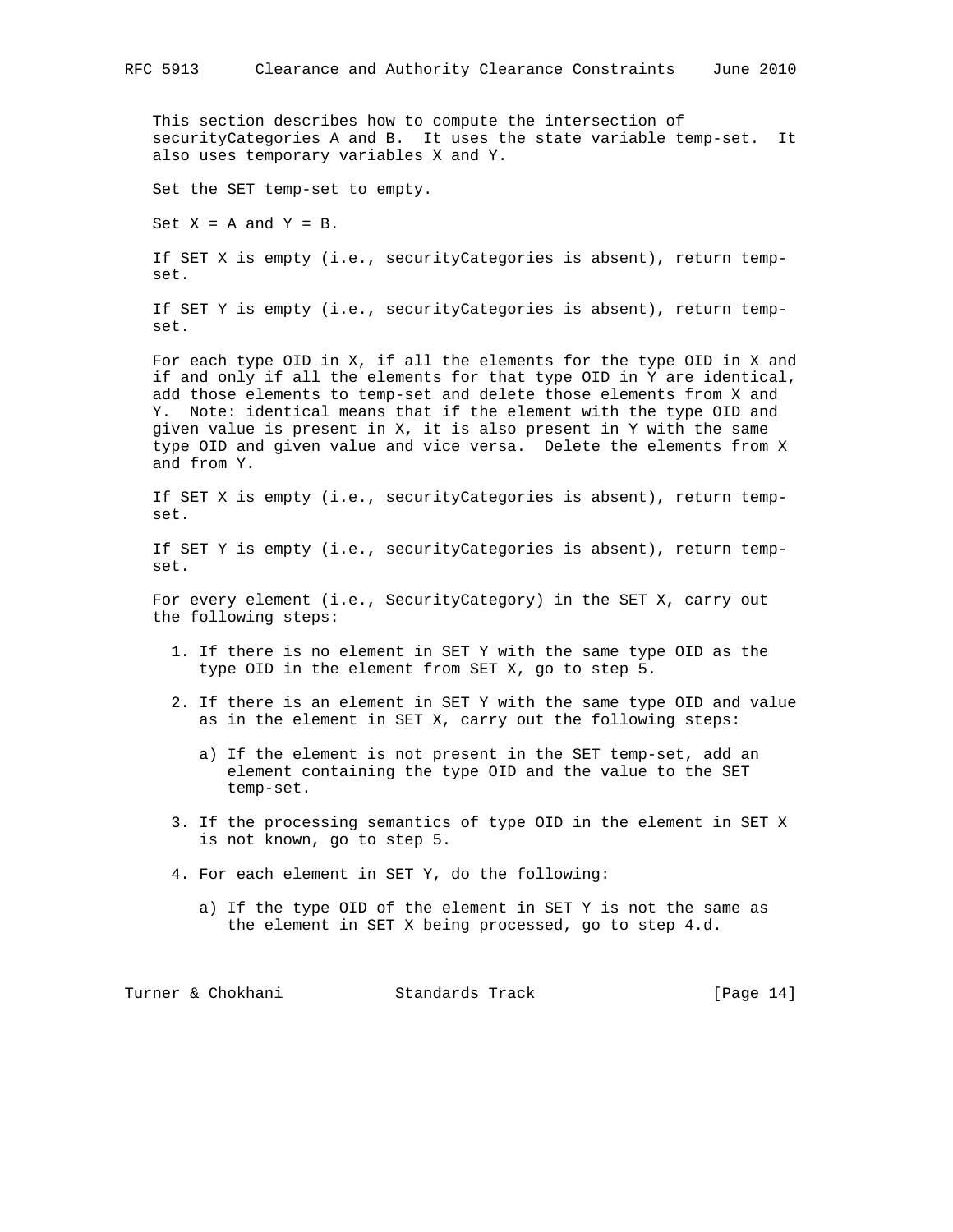This section describes how to compute the intersection of securityCategories A and B. It uses the state variable temp-set. It also uses temporary variables X and Y.

Set the SET temp-set to empty.

Set X = A and Y = B.

If SET X is empty (i.e., securityCategories is absent), return temp-set.

If SET Y is empty (i.e., securityCategories is absent), return temp-set.

For each type OID in X, if all the elements for the type OID in X and if and only if all the elements for that type OID in Y are identical, add those elements to temp-set and delete those elements from X and Y. Note: identical means that if the element with the type OID and given value is present in X, it is also present in Y with the same type OID and given value and vice versa. Delete the elements from X and from Y.

If SET X is empty (i.e., securityCategories is absent), return temp-set.

If SET Y is empty (i.e., securityCategories is absent), return temp-set.

For every element (i.e., SecurityCategory) in the SET X, carry out the following steps:

1. If there is no element in SET Y with the same type OID as the type OID in the element from SET X, go to step 5.

2. If there is an element in SET Y with the same type OID and value as in the element in SET X, carry out the following steps:

   a) If the element is not present in the SET temp-set, add an element containing the type OID and the value to the SET temp-set.

3. If the processing semantics of type OID in the element in SET X is not known, go to step 5.

4. For each element in SET Y, do the following:

   a) If the type OID of the element in SET Y is not the same as the element in SET X being processed, go to step 4.d.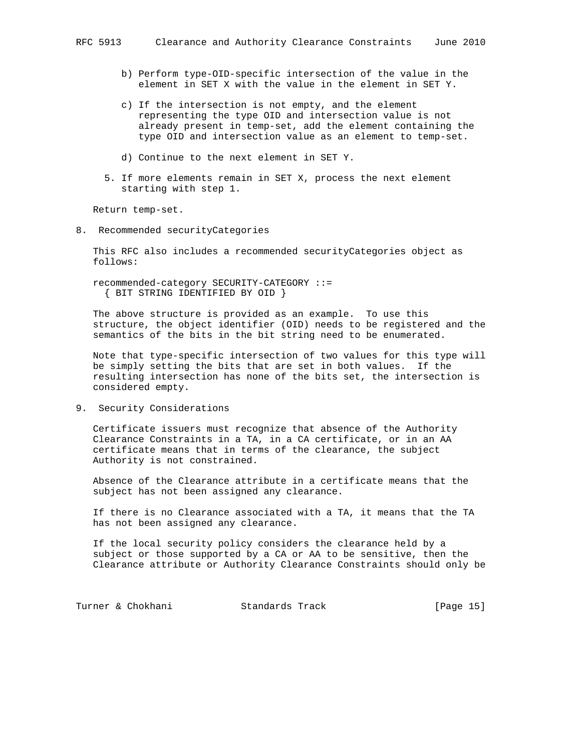b) Perform type-OID-specific intersection of the value in the element in SET X with the value in the element in SET Y.

c) If the intersection is not empty, and the element representing the type OID and intersection value is not already present in temp-set, add the element containing the type OID and intersection value as an element to temp-set.

d) Continue to the next element in SET Y.

5. If more elements remain in SET X, process the next element starting with step 1.

Return temp-set.

## 8. Recommended securityCategories

This RFC also includes a recommended securityCategories object as follows:

```
recommended-category SECURITY-CATEGORY ::=
  { BIT STRING IDENTIFIED BY OID }
```

The above structure is provided as an example. To use this structure, the object identifier (OID) needs to be registered and the semantics of the bits in the bit string need to be enumerated.

Note that type-specific intersection of two values for this type will be simply setting the bits that are set in both values. If the resulting intersection has none of the bits set, the intersection is considered empty.

## 9. Security Considerations

Certificate issuers must recognize that absence of the Authority Clearance Constraints in a TA, in a CA certificate, or in an AA certificate means that in terms of the clearance, the subject Authority is not constrained.

Absence of the Clearance attribute in a certificate means that the subject has not been assigned any clearance.

If there is no Clearance associated with a TA, it means that the TA has not been assigned any clearance.

If the local security policy considers the clearance held by a subject or those supported by a CA or AA to be sensitive, then the Clearance attribute or Authority Clearance Constraints should only be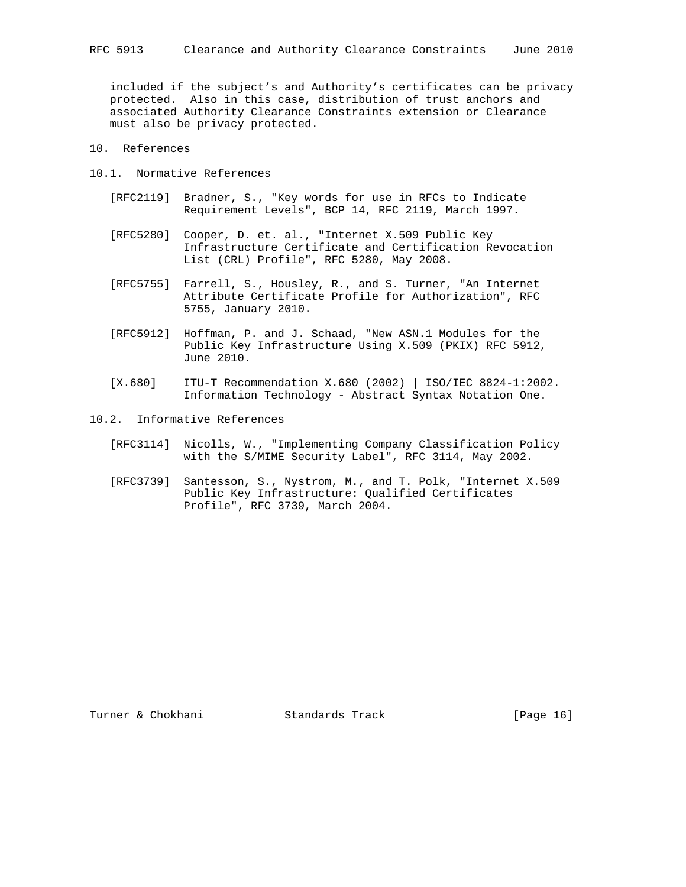included if the subject's and Authority's certificates can be privacy protected. Also in this case, distribution of trust anchors and associated Authority Clearance Constraints extension or Clearance must also be privacy protected.

## 10. References

### 10.1. Normative References

[RFC2119] Bradner, S., "Key words for use in RFCs to Indicate Requirement Levels", BCP 14, RFC 2119, March 1997.

[RFC5280] Cooper, D. et. al., "Internet X.509 Public Key Infrastructure Certificate and Certification Revocation List (CRL) Profile", RFC 5280, May 2008.

[RFC5755] Farrell, S., Housley, R., and S. Turner, "An Internet Attribute Certificate Profile for Authorization", RFC 5755, January 2010.

[RFC5912] Hoffman, P. and J. Schaad, "New ASN.1 Modules for the Public Key Infrastructure Using X.509 (PKIX) RFC 5912, June 2010.

[X.680] ITU-T Recommendation X.680 (2002) | ISO/IEC 8824-1:2002. Information Technology - Abstract Syntax Notation One.

### 10.2. Informative References

[RFC3114] Nicolls, W., "Implementing Company Classification Policy with the S/MIME Security Label", RFC 3114, May 2002.

[RFC3739] Santesson, S., Nystrom, M., and T. Polk, "Internet X.509 Public Key Infrastructure: Qualified Certificates Profile", RFC 3739, March 2004.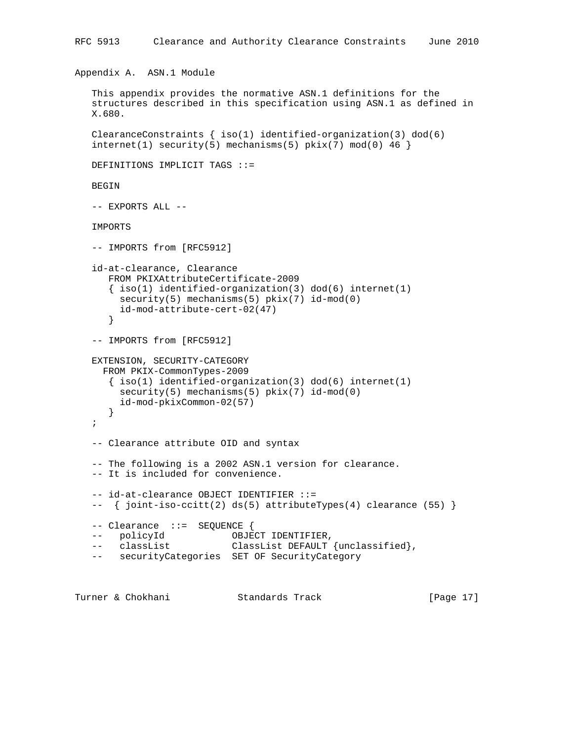## Appendix A. ASN.1 Module

This appendix provides the normative ASN.1 definitions for the structures described in this specification using ASN.1 as defined in X.680.

```
ClearanceConstraints { iso(1) identified-organization(3) dod(6)
internet(1) security(5) mechanisms(5) pkix(7) mod(0) 46 }

DEFINITIONS IMPLICIT TAGS ::=

BEGIN

-- EXPORTS ALL --

IMPORTS

-- IMPORTS from [RFC5912]

id-at-clearance, Clearance
   FROM PKIXAttributeCertificate-2009
   { iso(1) identified-organization(3) dod(6) internet(1)
     security(5) mechanisms(5) pkix(7) id-mod(0)
     id-mod-attribute-cert-02(47)
   }

-- IMPORTS from [RFC5912]

EXTENSION, SECURITY-CATEGORY
  FROM PKIX-CommonTypes-2009
   { iso(1) identified-organization(3) dod(6) internet(1)
     security(5) mechanisms(5) pkix(7) id-mod(0)
     id-mod-pkixCommon-02(57)
   }
;

-- Clearance attribute OID and syntax

-- The following is a 2002 ASN.1 version for clearance.
-- It is included for convenience.

-- id-at-clearance OBJECT IDENTIFIER ::=
--  { joint-iso-ccitt(2) ds(5) attributeTypes(4) clearance (55) }

-- Clearance  ::=  SEQUENCE {
--   policyId            OBJECT IDENTIFIER,
--   classList           ClassList DEFAULT {unclassified},
--   securityCategories  SET OF SecurityCategory
```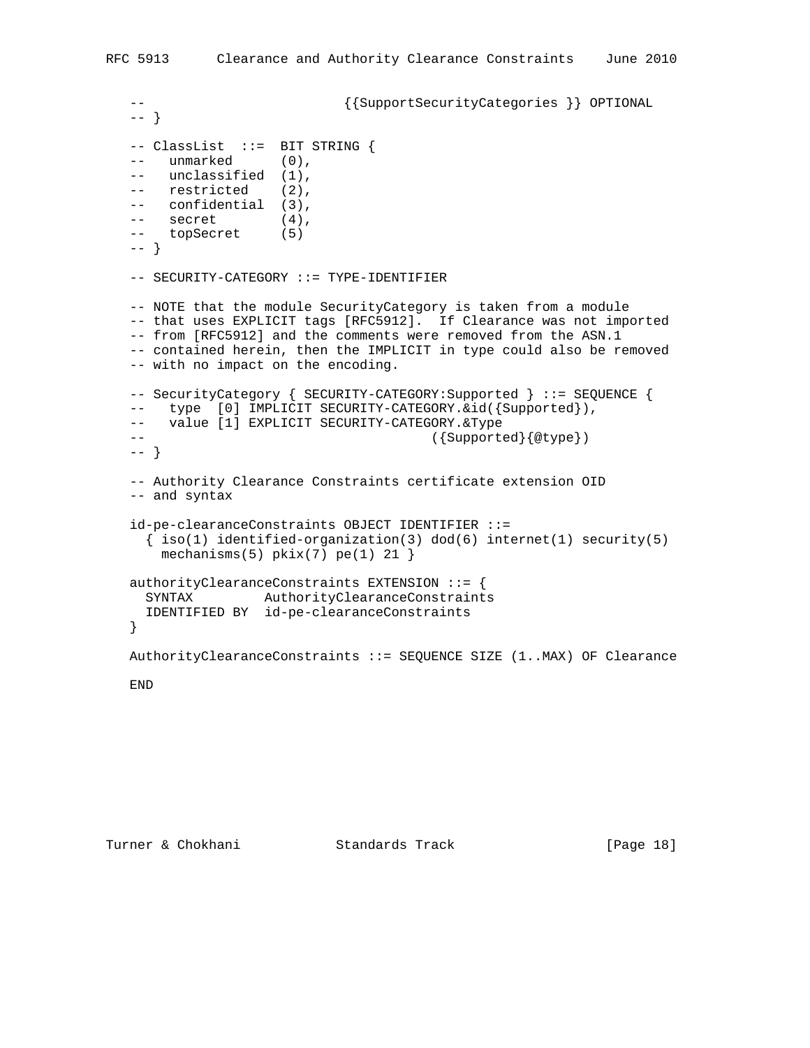```
   --                         {{SupportSecurityCategories }} OPTIONAL
   -- }

   -- ClassList  ::=  BIT STRING {
   --   unmarked      (0),
   --   unclassified  (1),
   --   restricted    (2),
   --   confidential  (3),
   --   secret        (4),
   --   topSecret     (5)
   -- }

   -- SECURITY-CATEGORY ::= TYPE-IDENTIFIER

   -- NOTE that the module SecurityCategory is taken from a module
   -- that uses EXPLICIT tags [RFC5912].  If Clearance was not imported
   -- from [RFC5912] and the comments were removed from the ASN.1
   -- contained herein, then the IMPLICIT in type could also be removed
   -- with no impact on the encoding.

   -- SecurityCategory { SECURITY-CATEGORY:Supported } ::= SEQUENCE {
   --   type  [0] IMPLICIT SECURITY-CATEGORY.&id({Supported}),
   --   value [1] EXPLICIT SECURITY-CATEGORY.&Type
   --                                    ({Supported}{@type})
   -- }

   -- Authority Clearance Constraints certificate extension OID
   -- and syntax

   id-pe-clearanceConstraints OBJECT IDENTIFIER ::=
     { iso(1) identified-organization(3) dod(6) internet(1) security(5)
       mechanisms(5) pkix(7) pe(1) 21 }

   authorityClearanceConstraints EXTENSION ::= {
     SYNTAX         AuthorityClearanceConstraints
     IDENTIFIED BY  id-pe-clearanceConstraints
   }

   AuthorityClearanceConstraints ::= SEQUENCE SIZE (1..MAX) OF Clearance

   END
```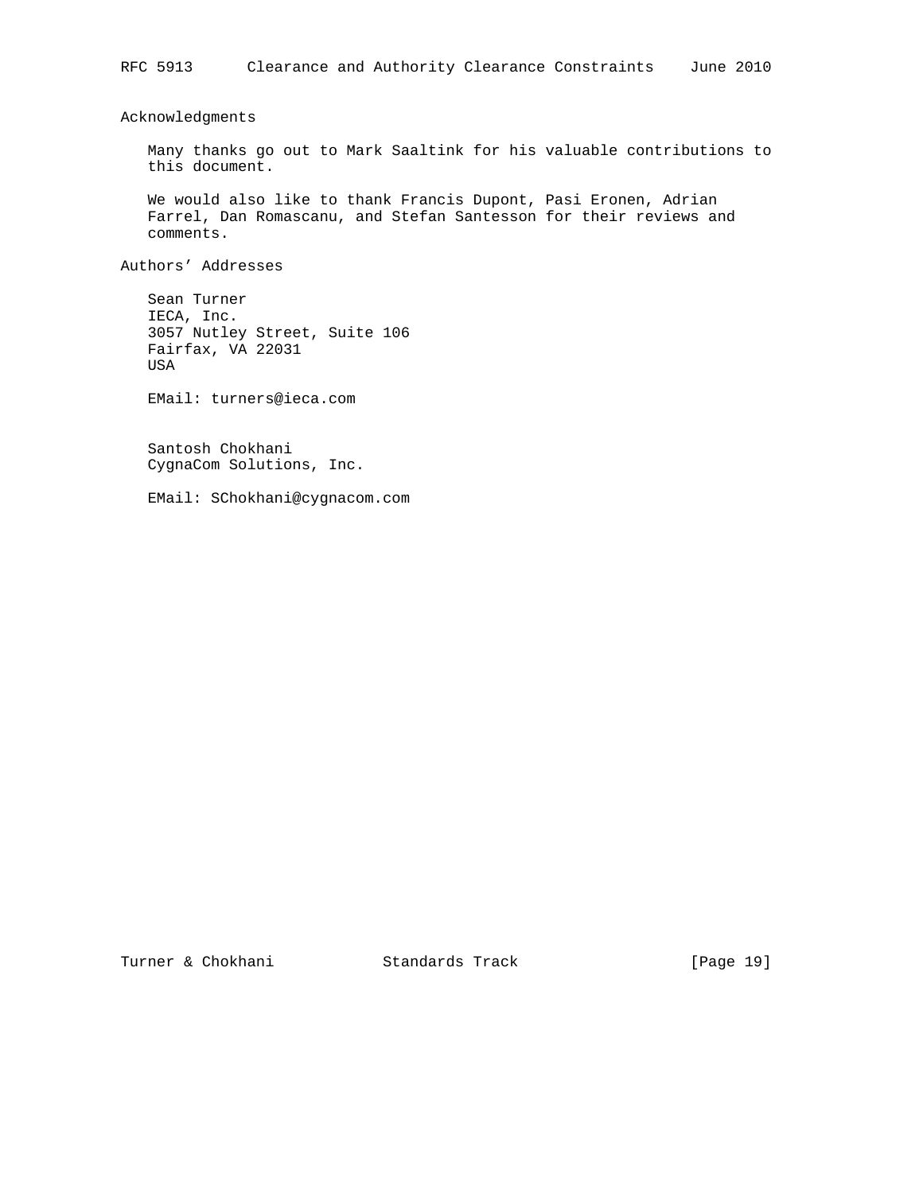## Acknowledgments

Many thanks go out to Mark Saaltink for his valuable contributions to this document.

We would also like to thank Francis Dupont, Pasi Eronen, Adrian Farrel, Dan Romascanu, and Stefan Santesson for their reviews and comments.

## Authors' Addresses

Sean Turner
IECA, Inc.
3057 Nutley Street, Suite 106
Fairfax, VA 22031
USA

EMail: turners@ieca.com

Santosh Chokhani
CygnaCom Solutions, Inc.

EMail: SChokhani@cygnacom.com